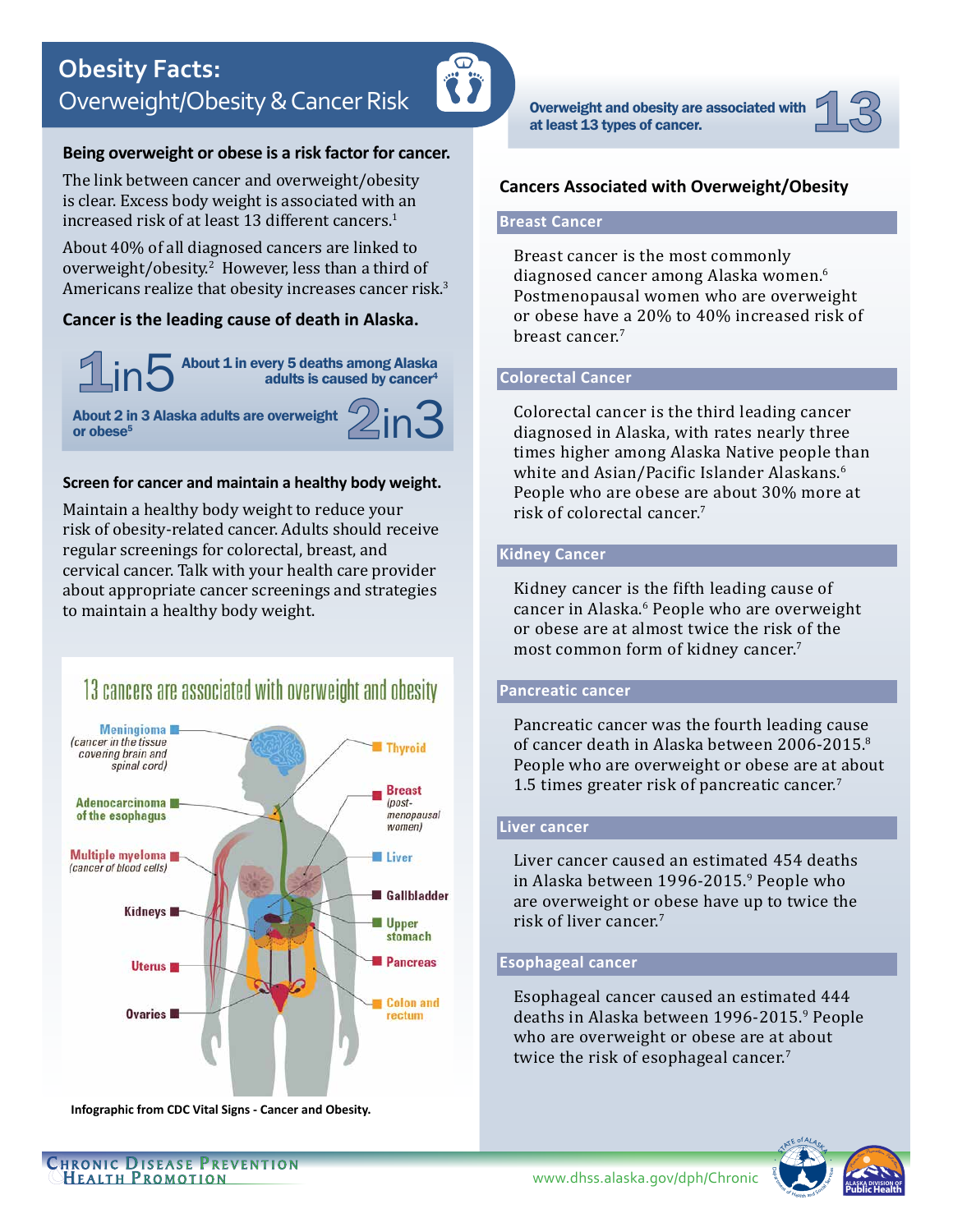# Obesity Facts: Overweight/Obesity & Cancer Risk

### Being overweight or obese is a risk factor for cancer.

The link between cancer and overweight/obesity is clear. Excess body weight is associated with an increased risk of at least 13 different cancers.[1]

About 40% of all diagnosed cancers are linked to overweight/obesity.[2] However, less than a third of Americans realize that obesity increases cancer risk.[3]

### Cancer is the leading cause of death in Alaska.

**1 in 5** — About 1 in every 5 deaths among Alaska adults is caused by cancer[4]

**2 in 3** — About 2 in 3 Alaska adults are overweight or obese[5]

### Screen for cancer and maintain a healthy body weight.

Maintain a healthy body weight to reduce your risk of obesity-related cancer. Adults should receive regular screenings for colorectal, breast, and cervical cancer. Talk with your health care provider about appropriate cancer screenings and strategies to maintain a healthy body weight.

**13 cancers are associated with overweight and obesity**

- Meningioma (cancer in the tissue covering brain and spinal cord)
- Adenocarcinoma of the esophagus
- Multiple myeloma (cancer of blood cells)
- Kidneys
- Uterus
- Ovaries
- Thyroid
- Breast (post-menopausal women)
- Liver
- Gallbladder
- Upper stomach
- Pancreas
- Colon and rectum

**Infographic from CDC Vital Signs - Cancer and Obesity.**

**13** — Overweight and obesity are associated with at least 13 types of cancer.

## Cancers Associated with Overweight/Obesity

### Breast Cancer

Breast cancer is the most commonly diagnosed cancer among Alaska women.[6] Postmenopausal women who are overweight or obese have a 20% to 40% increased risk of breast cancer.[7]

### Colorectal Cancer

Colorectal cancer is the third leading cancer diagnosed in Alaska, with rates nearly three times higher among Alaska Native people than white and Asian/Pacific Islander Alaskans.[6] People who are obese are about 30% more at risk of colorectal cancer.[7]

### Kidney Cancer

Kidney cancer is the fifth leading cause of cancer in Alaska.[6] People who are overweight or obese are at almost twice the risk of the most common form of kidney cancer.[7]

### Pancreatic cancer

Pancreatic cancer was the fourth leading cause of cancer death in Alaska between 2006-2015.[8] People who are overweight or obese are at about 1.5 times greater risk of pancreatic cancer.[7]

### Liver cancer

Liver cancer caused an estimated 454 deaths in Alaska between 1996-2015.[9] People who are overweight or obese have up to twice the risk of liver cancer.[7]

### Esophageal cancer

Esophageal cancer caused an estimated 444 deaths in Alaska between 1996-2015.[9] People who are overweight or obese are at about twice the risk of esophageal cancer.[7]

Chronic Disease Prevention Health Promotion

www.dhss.alaska.gov/dph/Chronic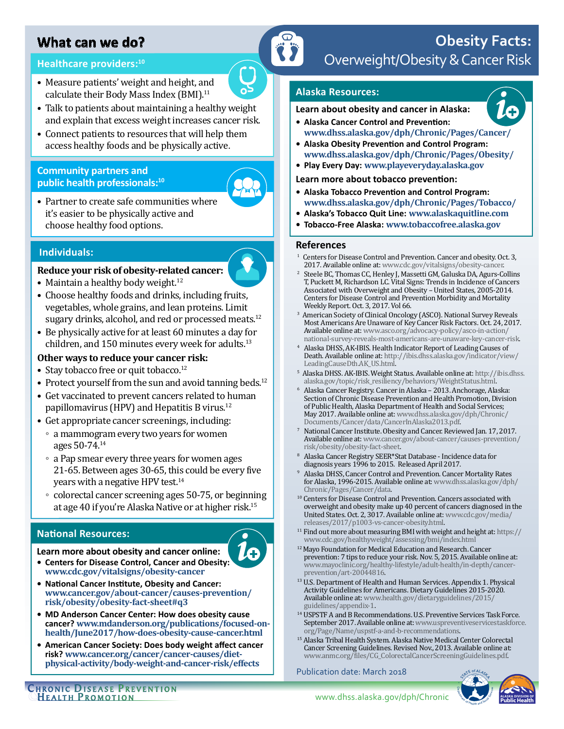# Obesity Facts: Overweight/Obesity & Cancer Risk

## What can we do?

### Healthcare providers:[10]

- Measure patients' weight and height, and calculate their Body Mass Index (BMI).[11]
- Talk to patients about maintaining a healthy weight and explain that excess weight increases cancer risk.
- Connect patients to resources that will help them access healthy foods and be physically active.

### Community partners and public health professionals:[10]

- Partner to create safe communities where it's easier to be physically active and choose healthy food options.

### Individuals:

**Reduce your risk of obesity-related cancer:**

- Maintain a healthy body weight.[12]
- Choose healthy foods and drinks, including fruits, vegetables, whole grains, and lean proteins. Limit sugary drinks, alcohol, and red or processed meats.[12]
- Be physically active for at least 60 minutes a day for children, and 150 minutes every week for adults.[13]

**Other ways to reduce your cancer risk:**

- Stay tobacco free or quit tobacco.[12]
- Protect yourself from the sun and avoid tanning beds.[12]
- Get vaccinated to prevent cancers related to human papillomavirus (HPV) and Hepatitis B virus.[12]
- Get appropriate cancer screenings, including:
  - a mammogram every two years for women ages 50-74.[14]
  - a Pap smear every three years for women ages 21-65. Between ages 30-65, this could be every five years with a negative HPV test.[14]
  - colorectal cancer screening ages 50-75, or beginning at age 40 if you're Alaska Native or at higher risk.[15]

### National Resources:

**Learn more about obesity and cancer online:**

- **Centers for Disease Control, Cancer and Obesity: www.cdc.gov/vitalsigns/obesity-cancer**
- **National Cancer Institute, Obesity and Cancer: www.cancer.gov/about-cancer/causes-prevention/risk/obesity/obesity-fact-sheet#q3**
- **MD Anderson Cancer Center: How does obesity cause cancer? www.mdanderson.org/publications/focused-on-health/June2017/how-does-obesity-cause-cancer.html**
- **American Cancer Society: Does body weight affect cancer risk? www.cancer.org/cancer/cancer-causes/diet-physical-activity/body-weight-and-cancer-risk/effects**

### Alaska Resources:

**Learn about obesity and cancer in Alaska:**

- **Alaska Cancer Control and Prevention: www.dhss.alaska.gov/dph/Chronic/Pages/Cancer/**
- **Alaska Obesity Prevention and Control Program: www.dhss.alaska.gov/dph/Chronic/Pages/Obesity/**
- **Play Every Day: www.playeveryday.alaska.gov**

**Learn more about tobacco prevention:**

- **Alaska Tobacco Prevention and Control Program: www.dhss.alaska.gov/dph/Chronic/Pages/Tobacco/**
- **Alaska's Tobacco Quit Line: www.alaskaquitline.com**
- **Tobacco-Free Alaska: www.tobaccofree.alaska.gov**

## References

1. Centers for Disease Control and Prevention. Cancer and obesity. Oct. 3, 2017. Available online at: www.cdc.gov/vitalsigns/obesity-cancer.
2. Steele BC, Thomas CC, Henley J, Massetti GM, Galuska DA, Agurs-Collins T, Puckett M, Richardson LC. Vital Signs: Trends in Incidence of Cancers Associated with Overweight and Obesity – United States, 2005-2014. Centers for Disease Control and Prevention Morbidity and Mortality Weekly Report. Oct. 3, 2017. Vol 66.
3. American Society of Clinical Oncology (ASCO). National Survey Reveals Most Americans Are Unaware of Key Cancer Risk Factors. Oct. 24, 2017. Available online at: www.asco.org/advocacy-policy/asco-in-action/national-survey-reveals-most-americans-are-unaware-key-cancer-risk.
4. Alaska DHSS, AK-IBIS. Health Indicator Report of Leading Causes of Death. Available online at: http://ibis.dhss.alaska.gov/indicator/view/LeadingCauseDth.AK_US.html.
5. Alaska DHSS. AK-IBIS. Weight Status. Available online at: http://ibis.dhss.alaska.gov/topic/risk_resiliency/behaviors/WeightStatus.html.
6. Alaska Cancer Registry. Cancer in Alaska – 2013. Anchorage, Alaska: Section of Chronic Disease Prevention and Health Promotion, Division of Public Health, Alaska Department of Health and Social Services; May 2017. Available online at: www.dhss.alaska.gov/dph/Chronic/Documents/Cancer/data/CancerInAlaska2013.pdf.
7. National Cancer Institute. Obesity and Cancer. Reviewed Jan. 17, 2017. Available online at: www.cancer.gov/about-cancer/causes-prevention/risk/obesity/obesity-fact-sheet.
8. Alaska Cancer Registry SEER*Stat Database - Incidence data for diagnosis years 1996 to 2015. Released April 2017.
9. Alaska DHSS, Cancer Control and Prevention. Cancer Mortality Rates for Alaska, 1996-2015. Available online at: www.dhss.alaska.gov/dph/Chronic/Pages/Cancer/data.
10. Centers for Disease Control and Prevention. Cancers associated with overweight and obesity make up 40 percent of cancers diagnosed in the United States. Oct. 2, 3017. Available online at: www.cdc.gov/media/releases/2017/p1003-vs-cancer-obesity.html.
11. Find out more about measuring BMI with weight and height at: https://www.cdc.gov/healthyweight/assessing/bmi/index.html
12. Mayo Foundation for Medical Education and Research. Cancer prevention: 7 tips to reduce your risk. Nov. 5, 2015. Available online at: www.mayoclinic.org/healthy-lifestyle/adult-health/in-depth/cancer-prevention/art-20044816.
13. U.S. Department of Health and Human Services. Appendix 1. Physical Activity Guidelines for Americans. Dietary Guidelines 2015-2020. Available online at: www.health.gov/dietaryguidelines/2015/guidelines/appendix-1.
14. USPSTF A and B Recommendations. U.S. Preventive Services Task Force. September 2017. Available online at: www.uspreventiveservicestaskforce.org/Page/Name/uspstf-a-and-b-recommendations.
15. Alaska Tribal Health System. Alaska Native Medical Center Colorectal Cancer Screening Guidelines. Revised Nov., 2013. Available online at: www.anmc.org/files/CG_ColorectalCancerScreeningGuidelines.pdf.

Publication date: March 2018

Chronic Disease Prevention Health Promotion

www.dhss.alaska.gov/dph/Chronic